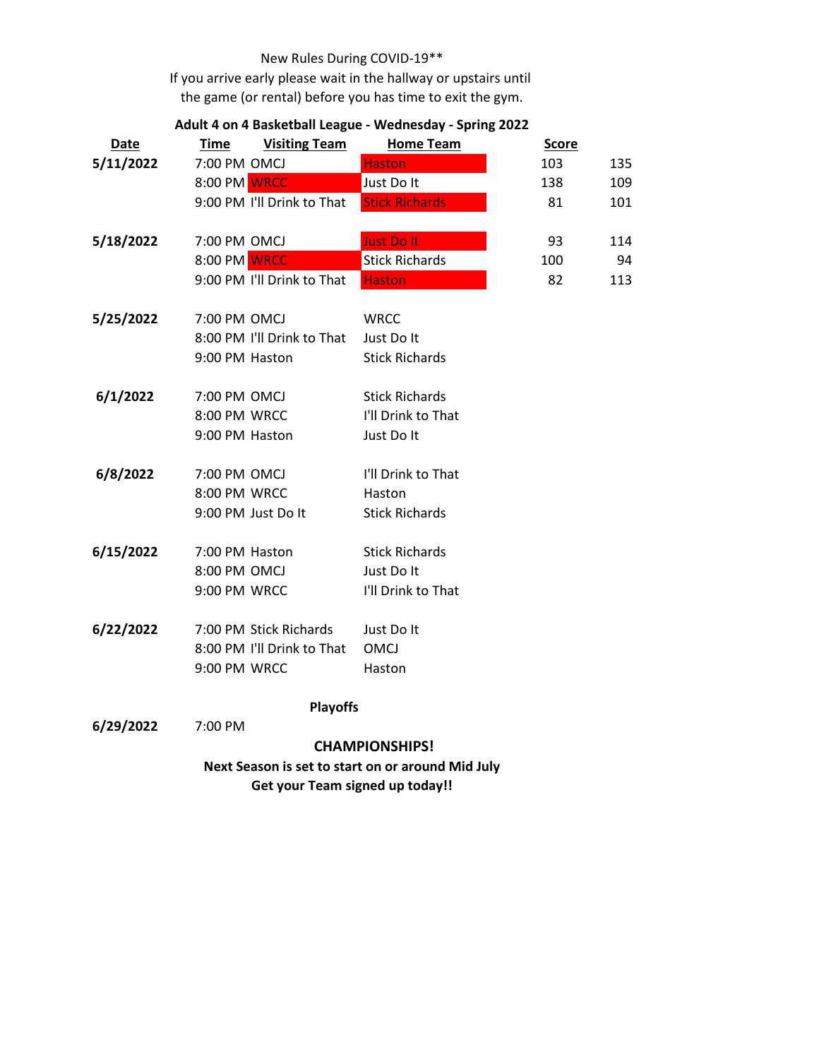New Rules During COVID-19**

If you arrive early please wait in the hallway or upstairs until the game (or rental) before you has time to exit the gym.

**Adult 4 on 4 Basketball League - Wednesday - Spring 2022**

| Date | Time | Visiting Team | Home Team | Score | |
|---|---|---|---|---|---|
| **5/11/2022** | 7:00 PM | OMCJ | Haston | 103 | 135 |
| | 8:00 PM | WRCC | Just Do It | 138 | 109 |
| | 9:00 PM | I'll Drink to That | Stick Richards | 81 | 101 |
| **5/18/2022** | 7:00 PM | OMCJ | Just Do It | 93 | 114 |
| | 8:00 PM | WRCC | Stick Richards | 100 | 94 |
| | 9:00 PM | I'll Drink to That | Haston | 82 | 113 |
| **5/25/2022** | 7:00 PM | OMCJ | WRCC | | |
| | 8:00 PM | I'll Drink to That | Just Do It | | |
| | 9:00 PM | Haston | Stick Richards | | |
| **6/1/2022** | 7:00 PM | OMCJ | Stick Richards | | |
| | 8:00 PM | WRCC | I'll Drink to That | | |
| | 9:00 PM | Haston | Just Do It | | |
| **6/8/2022** | 7:00 PM | OMCJ | I'll Drink to That | | |
| | 8:00 PM | WRCC | Haston | | |
| | 9:00 PM | Just Do It | Stick Richards | | |
| **6/15/2022** | 7:00 PM | Haston | Stick Richards | | |
| | 8:00 PM | OMCJ | Just Do It | | |
| | 9:00 PM | WRCC | I'll Drink to That | | |
| **6/22/2022** | 7:00 PM | Stick Richards | Just Do It | | |
| | 8:00 PM | I'll Drink to That | OMCJ | | |
| | 9:00 PM | WRCC | Haston | | |

**Playoffs**

**6/29/2022** 7:00 PM

**CHAMPIONSHIPS!**

**Next Season is set to start on or around Mid July**

**Get your Team signed up today!!**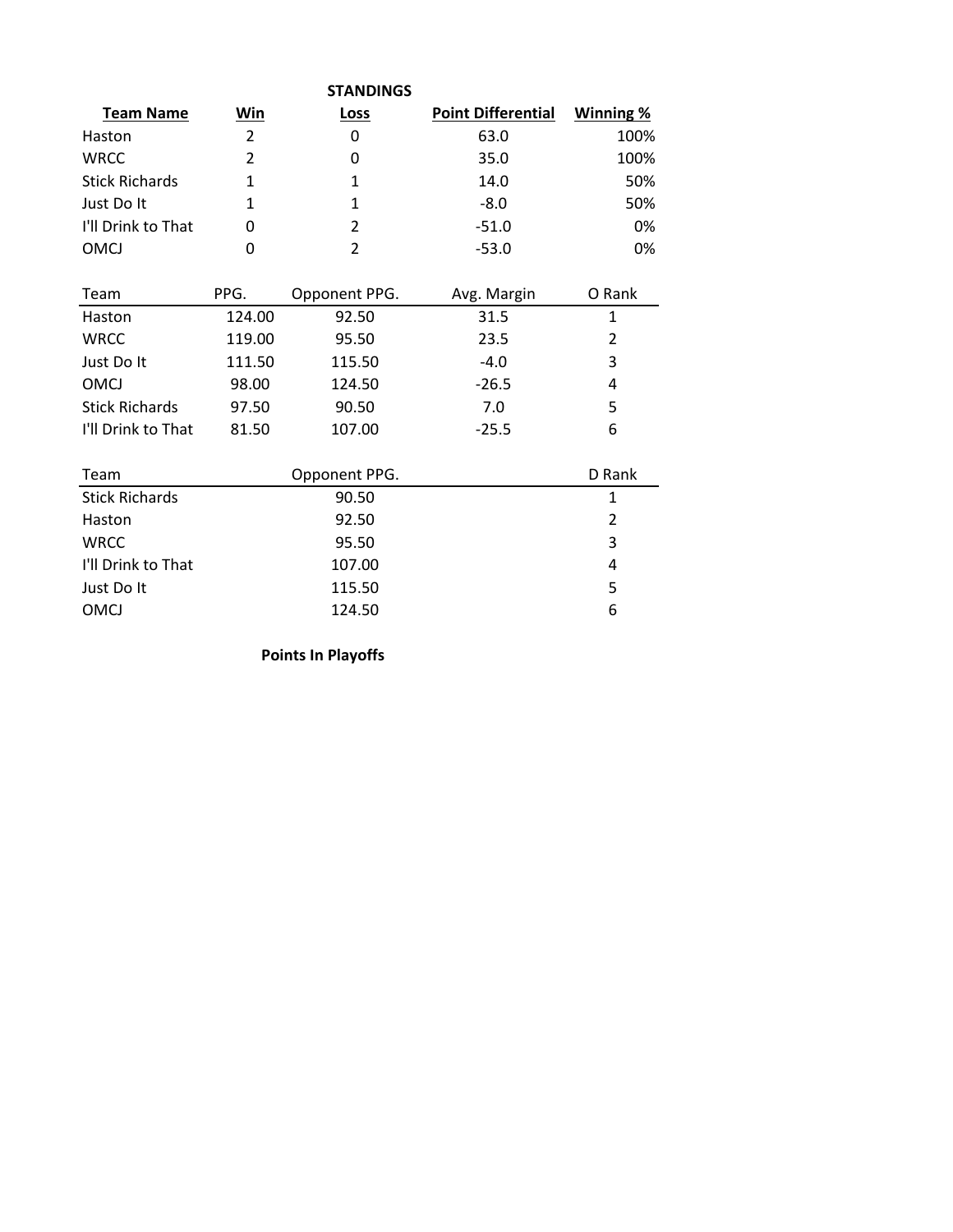## STANDINGS

| Team Name | Win | Loss | Point Differential | Winning % |
|---|---|---|---|---|
| Haston | 2 | 0 | 63.0 | 100% |
| WRCC | 2 | 0 | 35.0 | 100% |
| Stick Richards | 1 | 1 | 14.0 | 50% |
| Just Do It | 1 | 1 | -8.0 | 50% |
| I'll Drink to That | 0 | 2 | -51.0 | 0% |
| OMCJ | 0 | 2 | -53.0 | 0% |

| Team | PPG. | Opponent PPG. | Avg. Margin | O Rank |
|---|---|---|---|---|
| Haston | 124.00 | 92.50 | 31.5 | 1 |
| WRCC | 119.00 | 95.50 | 23.5 | 2 |
| Just Do It | 111.50 | 115.50 | -4.0 | 3 |
| OMCJ | 98.00 | 124.50 | -26.5 | 4 |
| Stick Richards | 97.50 | 90.50 | 7.0 | 5 |
| I'll Drink to That | 81.50 | 107.00 | -25.5 | 6 |

| Team | Opponent PPG. | D Rank |
|---|---|---|
| Stick Richards | 90.50 | 1 |
| Haston | 92.50 | 2 |
| WRCC | 95.50 | 3 |
| I'll Drink to That | 107.00 | 4 |
| Just Do It | 115.50 | 5 |
| OMCJ | 124.50 | 6 |

**Points In Playoffs**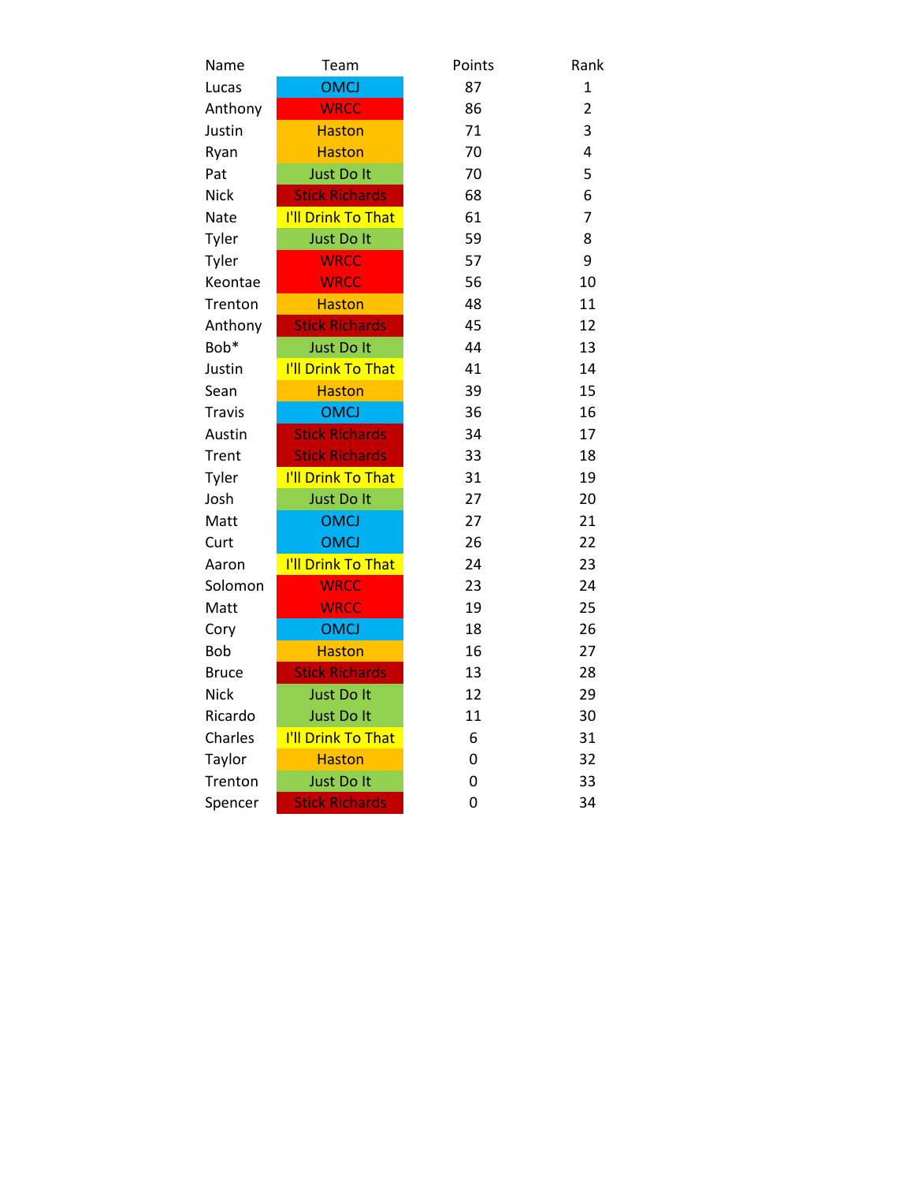| Name | Team | Points | Rank |
|---|---|---|---|
| Lucas | OMCJ | 87 | 1 |
| Anthony | WRCC | 86 | 2 |
| Justin | Haston | 71 | 3 |
| Ryan | Haston | 70 | 4 |
| Pat | Just Do It | 70 | 5 |
| Nick | Stick Richards | 68 | 6 |
| Nate | I'll Drink To That | 61 | 7 |
| Tyler | Just Do It | 59 | 8 |
| Tyler | WRCC | 57 | 9 |
| Keontae | WRCC | 56 | 10 |
| Trenton | Haston | 48 | 11 |
| Anthony | Stick Richards | 45 | 12 |
| Bob* | Just Do It | 44 | 13 |
| Justin | I'll Drink To That | 41 | 14 |
| Sean | Haston | 39 | 15 |
| Travis | OMCJ | 36 | 16 |
| Austin | Stick Richards | 34 | 17 |
| Trent | Stick Richards | 33 | 18 |
| Tyler | I'll Drink To That | 31 | 19 |
| Josh | Just Do It | 27 | 20 |
| Matt | OMCJ | 27 | 21 |
| Curt | OMCJ | 26 | 22 |
| Aaron | I'll Drink To That | 24 | 23 |
| Solomon | WRCC | 23 | 24 |
| Matt | WRCC | 19 | 25 |
| Cory | OMCJ | 18 | 26 |
| Bob | Haston | 16 | 27 |
| Bruce | Stick Richards | 13 | 28 |
| Nick | Just Do It | 12 | 29 |
| Ricardo | Just Do It | 11 | 30 |
| Charles | I'll Drink To That | 6 | 31 |
| Taylor | Haston | 0 | 32 |
| Trenton | Just Do It | 0 | 33 |
| Spencer | Stick Richards | 0 | 34 |